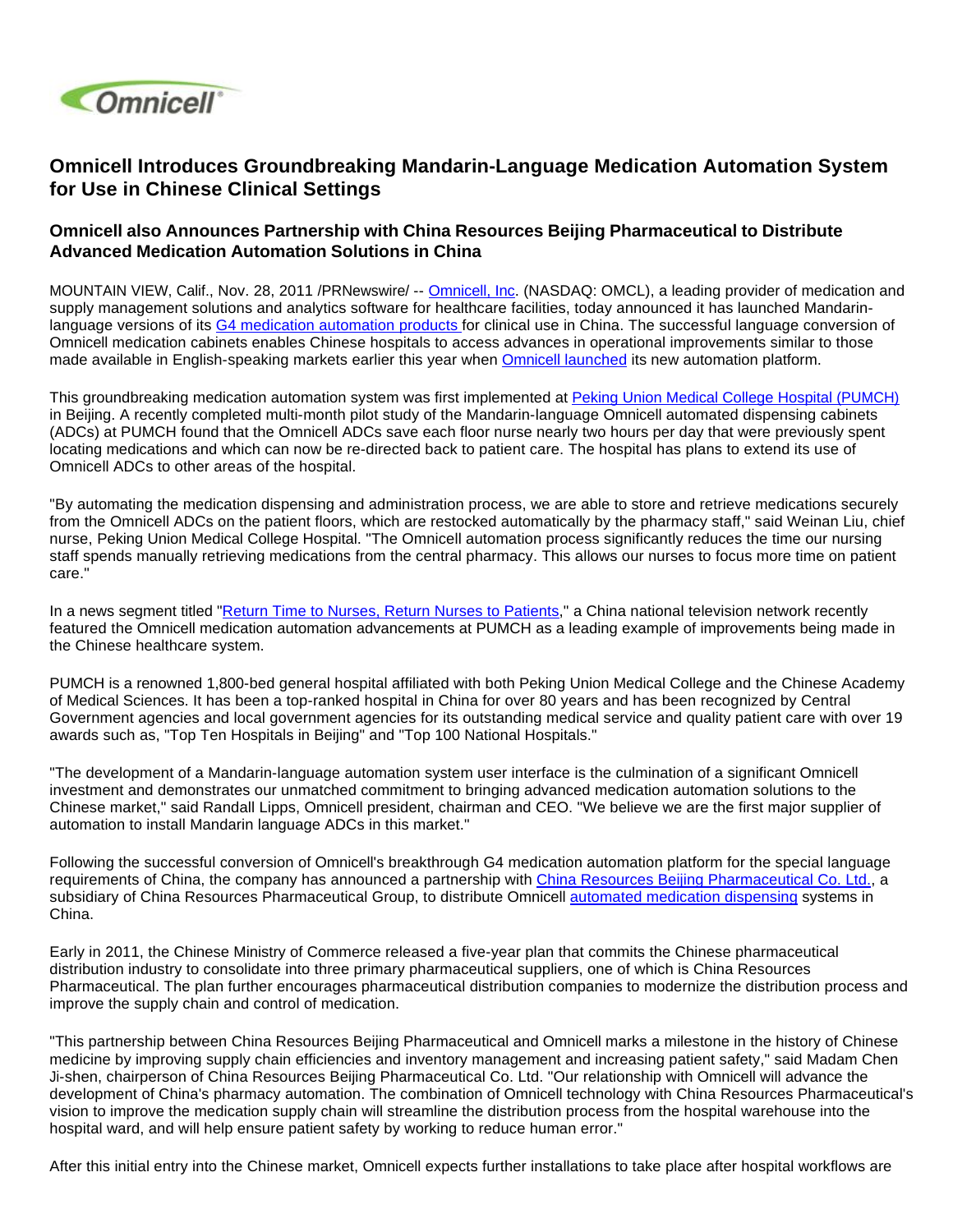# Omnicell Introduces Groundbreaking Mandarin-Language Medication Automation System for Use in Chinese Clinical Settings

## Omnicell also Announces Partnership with China Resources Beijing Pharmaceutical to Distribute Advanced Medication Automation Solutions in China

MOUNTAIN VIEW, Calif., Nov. 28, 2011 /PRNewswire/ -- Omnicell, Inc. (NASDAQ: OMCL), a leading provider of medication and supply management solutions and analytics software for healthcare facilities, today announced it has launched Mandarin-language versions of its G4 medication automation products for clinical use in China. The successful language conversion of Omnicell medication cabinets enables Chinese hospitals to access advances in operational improvements similar to those made available in English-speaking markets earlier this year when Omnicell launched its new automation platform.

This groundbreaking medication automation system was first implemented at Peking Union Medical College Hospital (PUMCH) in Beijing. A recently completed multi-month pilot study of the Mandarin-language Omnicell automated dispensing cabinets (ADCs) at PUMCH found that the Omnicell ADCs save each floor nurse nearly two hours per day that were previously spent locating medications and which can now be re-directed back to patient care. The hospital has plans to extend its use of Omnicell ADCs to other areas of the hospital.

"By automating the medication dispensing and administration process, we are able to store and retrieve medications securely from the Omnicell ADCs on the patient floors, which are restocked automatically by the pharmacy staff," said Weinan Liu, chief nurse, Peking Union Medical College Hospital. "The Omnicell automation process significantly reduces the time our nursing staff spends manually retrieving medications from the central pharmacy. This allows our nurses to focus more time on patient care."

In a news segment titled "Return Time to Nurses, Return Nurses to Patients," a China national television network recently featured the Omnicell medication automation advancements at PUMCH as a leading example of improvements being made in the Chinese healthcare system.

PUMCH is a renowned 1,800-bed general hospital affiliated with both Peking Union Medical College and the Chinese Academy of Medical Sciences. It has been a top-ranked hospital in China for over 80 years and has been recognized by Central Government agencies and local government agencies for its outstanding medical service and quality patient care with over 19 awards such as, "Top Ten Hospitals in Beijing" and "Top 100 National Hospitals."

"The development of a Mandarin-language automation system user interface is the culmination of a significant Omnicell investment and demonstrates our unmatched commitment to bringing advanced medication automation solutions to the Chinese market," said Randall Lipps, Omnicell president, chairman and CEO. "We believe we are the first major supplier of automation to install Mandarin language ADCs in this market."

Following the successful conversion of Omnicell's breakthrough G4 medication automation platform for the special language requirements of China, the company has announced a partnership with China Resources Beijing Pharmaceutical Co. Ltd., a subsidiary of China Resources Pharmaceutical Group, to distribute Omnicell automated medication dispensing systems in China.

Early in 2011, the Chinese Ministry of Commerce released a five-year plan that commits the Chinese pharmaceutical distribution industry to consolidate into three primary pharmaceutical suppliers, one of which is China Resources Pharmaceutical. The plan further encourages pharmaceutical distribution companies to modernize the distribution process and improve the supply chain and control of medication.

"This partnership between China Resources Beijing Pharmaceutical and Omnicell marks a milestone in the history of Chinese medicine by improving supply chain efficiencies and inventory management and increasing patient safety," said Madam Chen Ji-shen, chairperson of China Resources Beijing Pharmaceutical Co. Ltd. "Our relationship with Omnicell will advance the development of China's pharmacy automation. The combination of Omnicell technology with China Resources Pharmaceutical's vision to improve the medication supply chain will streamline the distribution process from the hospital warehouse into the hospital ward, and will help ensure patient safety by working to reduce human error."

After this initial entry into the Chinese market, Omnicell expects further installations to take place after hospital workflows are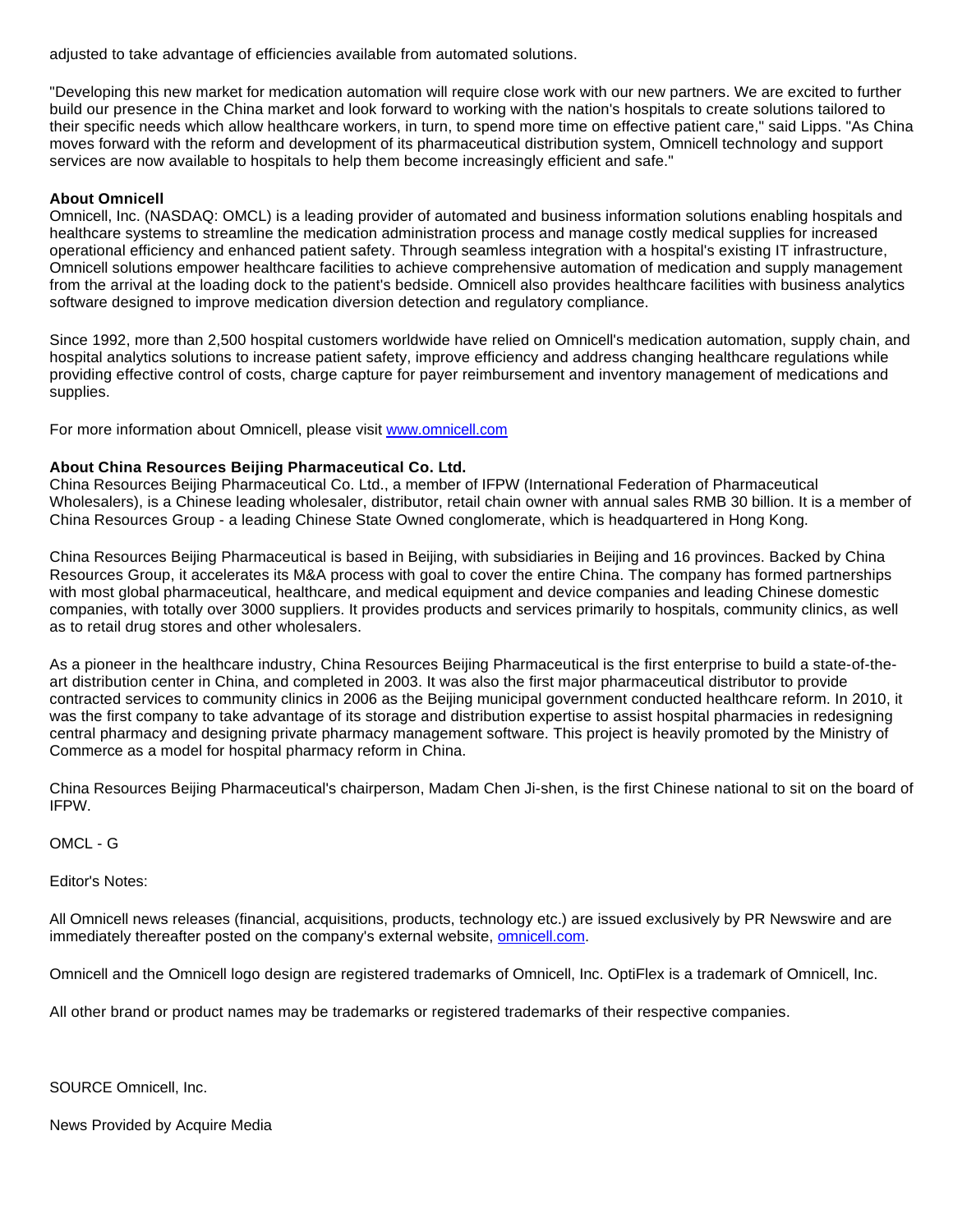adjusted to take advantage of efficiencies available from automated solutions.

"Developing this new market for medication automation will require close work with our new partners. We are excited to further build our presence in the China market and look forward to working with the nation's hospitals to create solutions tailored to their specific needs which allow healthcare workers, in turn, to spend more time on effective patient care," said Lipps. "As China moves forward with the reform and development of its pharmaceutical distribution system, Omnicell technology and support services are now available to hospitals to help them become increasingly efficient and safe."

**About Omnicell**

Omnicell, Inc. (NASDAQ: OMCL) is a leading provider of automated and business information solutions enabling hospitals and healthcare systems to streamline the medication administration process and manage costly medical supplies for increased operational efficiency and enhanced patient safety. Through seamless integration with a hospital's existing IT infrastructure, Omnicell solutions empower healthcare facilities to achieve comprehensive automation of medication and supply management from the arrival at the loading dock to the patient's bedside. Omnicell also provides healthcare facilities with business analytics software designed to improve medication diversion detection and regulatory compliance.

Since 1992, more than 2,500 hospital customers worldwide have relied on Omnicell's medication automation, supply chain, and hospital analytics solutions to increase patient safety, improve efficiency and address changing healthcare regulations while providing effective control of costs, charge capture for payer reimbursement and inventory management of medications and supplies.

For more information about Omnicell, please visit [www.omnicell.com](www.omnicell.com)

**About China Resources Beijing Pharmaceutical Co. Ltd.**

China Resources Beijing Pharmaceutical Co. Ltd., a member of IFPW (International Federation of Pharmaceutical Wholesalers), is a Chinese leading wholesaler, distributor, retail chain owner with annual sales RMB 30 billion. It is a member of China Resources Group - a leading Chinese State Owned conglomerate, which is headquartered in Hong Kong.

China Resources Beijing Pharmaceutical is based in Beijing, with subsidiaries in Beijing and 16 provinces. Backed by China Resources Group, it accelerates its M&A process with goal to cover the entire China. The company has formed partnerships with most global pharmaceutical, healthcare, and medical equipment and device companies and leading Chinese domestic companies, with totally over 3000 suppliers. It provides products and services primarily to hospitals, community clinics, as well as to retail drug stores and other wholesalers.

As a pioneer in the healthcare industry, China Resources Beijing Pharmaceutical is the first enterprise to build a state-of-the-art distribution center in China, and completed in 2003. It was also the first major pharmaceutical distributor to provide contracted services to community clinics in 2006 as the Beijing municipal government conducted healthcare reform. In 2010, it was the first company to take advantage of its storage and distribution expertise to assist hospital pharmacies in redesigning central pharmacy and designing private pharmacy management software. This project is heavily promoted by the Ministry of Commerce as a model for hospital pharmacy reform in China.

China Resources Beijing Pharmaceutical's chairperson, Madam Chen Ji-shen, is the first Chinese national to sit on the board of IFPW.

OMCL - G

Editor's Notes:

All Omnicell news releases (financial, acquisitions, products, technology etc.) are issued exclusively by PR Newswire and are immediately thereafter posted on the company's external website, [omnicell.com](omnicell.com).

Omnicell and the Omnicell logo design are registered trademarks of Omnicell, Inc. OptiFlex is a trademark of Omnicell, Inc.

All other brand or product names may be trademarks or registered trademarks of their respective companies.

SOURCE Omnicell, Inc.

News Provided by Acquire Media